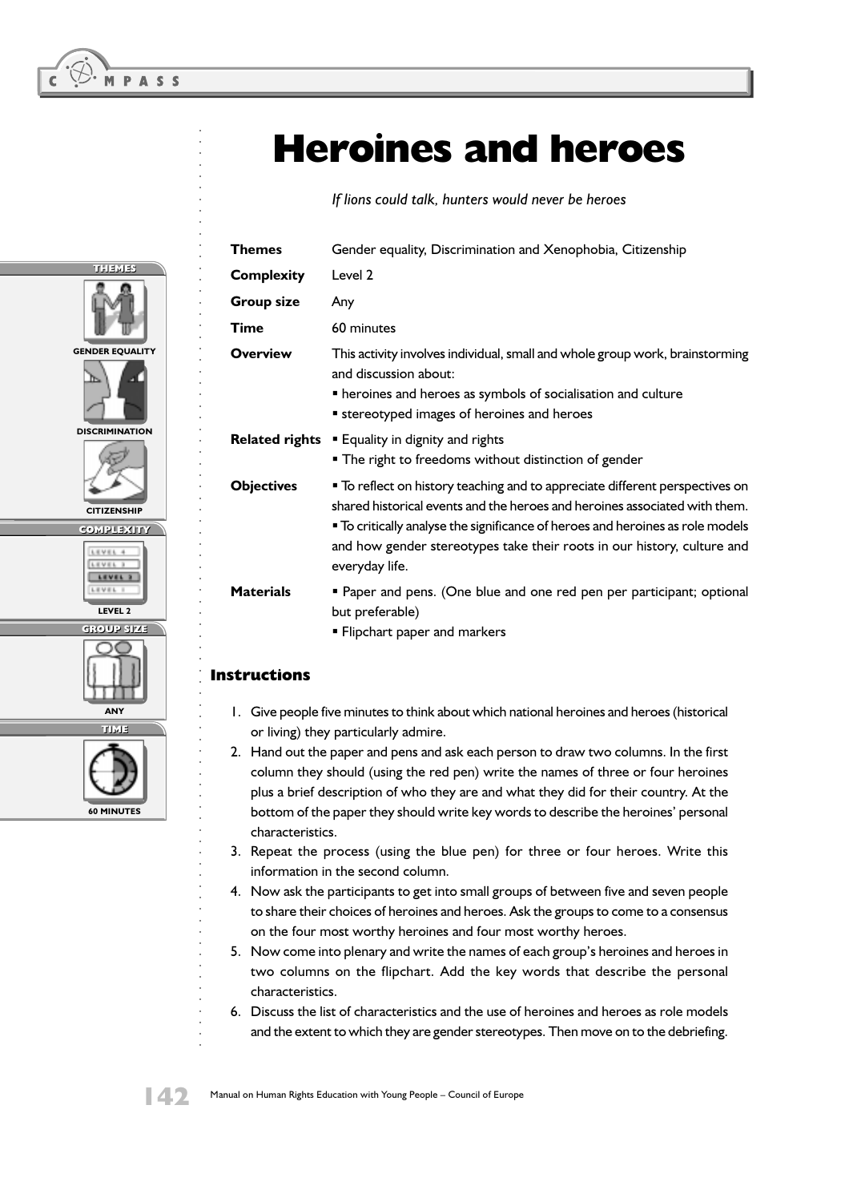# Heroines and heroes

*If lions could talk, hunters would never be heroes*

| | |
|---|---|
| **Themes** | Gender equality, Discrimination and Xenophobia, Citizenship |
| **Complexity** | Level 2 |
| **Group size** | Any |
| **Time** | 60 minutes |
| **Overview** | This activity involves individual, small and whole group work, brainstorming and discussion about: ▪ heroines and heroes as symbols of socialisation and culture ▪ stereotyped images of heroines and heroes |
| **Related rights** | ▪ Equality in dignity and rights ▪ The right to freedoms without distinction of gender |
| **Objectives** | ▪ To reflect on history teaching and to appreciate different perspectives on shared historical events and the heroes and heroines associated with them. ▪ To critically analyse the significance of heroes and heroines as role models and how gender stereotypes take their roots in our history, culture and everyday life. |
| **Materials** | ▪ Paper and pens. (One blue and one red pen per participant; optional but preferable) ▪ Flipchart paper and markers |

## Instructions

1. Give people five minutes to think about which national heroines and heroes (historical or living) they particularly admire.
2. Hand out the paper and pens and ask each person to draw two columns. In the first column they should (using the red pen) write the names of three or four heroines plus a brief description of who they are and what they did for their country. At the bottom of the paper they should write key words to describe the heroines' personal characteristics.
3. Repeat the process (using the blue pen) for three or four heroes. Write this information in the second column.
4. Now ask the participants to get into small groups of between five and seven people to share their choices of heroines and heroes. Ask the groups to come to a consensus on the four most worthy heroines and four most worthy heroes.
5. Now come into plenary and write the names of each group's heroines and heroes in two columns on the flipchart. Add the key words that describe the personal characteristics.
6. Discuss the list of characteristics and the use of heroines and heroes as role models and the extent to which they are gender stereotypes. Then move on to the debriefing.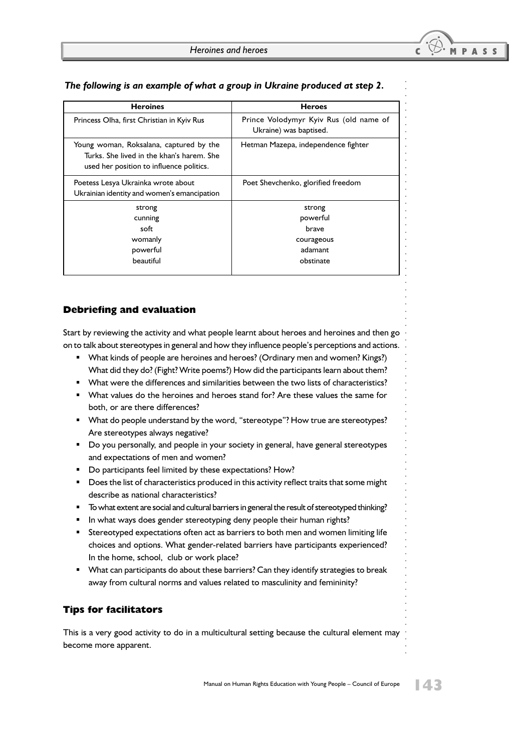*The following is an example of what a group in Ukraine produced at step 2.*

| Heroines | Heroes |
| --- | --- |
| Princess Olha, first Christian in Kyiv Rus | Prince Volodymyr Kyiv Rus (old name of Ukraine) was baptised. |
| Young woman, Roksalana, captured by the Turks. She lived in the khan's harem. She used her position to influence politics. | Hetman Mazepa, independence fighter |
| Poetess Lesya Ukrainka wrote about Ukrainian identity and women's emancipation | Poet Shevchenko, glorified freedom |
| strong<br>cunning<br>soft<br>womanly<br>powerful<br>beautiful | strong<br>powerful<br>brave<br>courageous<br>adamant<br>obstinate |

## Debriefing and evaluation

Start by reviewing the activity and what people learnt about heroes and heroines and then go on to talk about stereotypes in general and how they influence people's perceptions and actions.

- What kinds of people are heroines and heroes? (Ordinary men and women? Kings?) What did they do? (Fight? Write poems?) How did the participants learn about them?
- What were the differences and similarities between the two lists of characteristics?
- What values do the heroines and heroes stand for? Are these values the same for both, or are there differences?
- What do people understand by the word, "stereotype"? How true are stereotypes? Are stereotypes always negative?
- Do you personally, and people in your society in general, have general stereotypes and expectations of men and women?
- Do participants feel limited by these expectations? How?
- Does the list of characteristics produced in this activity reflect traits that some might describe as national characteristics?
- To what extent are social and cultural barriers in general the result of stereotyped thinking?
- In what ways does gender stereotyping deny people their human rights?
- Stereotyped expectations often act as barriers to both men and women limiting life choices and options. What gender-related barriers have participants experienced? In the home, school, club or work place?
- What can participants do about these barriers? Can they identify strategies to break away from cultural norms and values related to masculinity and femininity?

## Tips for facilitators

This is a very good activity to do in a multicultural setting because the cultural element may become more apparent.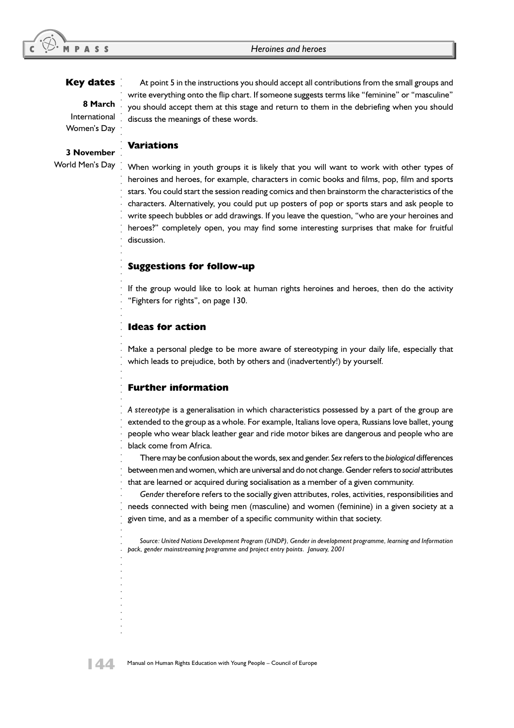**Key dates**

**8 March**
International Women's Day

**3 November**
World Men's Day

At point 5 in the instructions you should accept all contributions from the small groups and write everything onto the flip chart. If someone suggests terms like "feminine" or "masculine" you should accept them at this stage and return to them in the debriefing when you should discuss the meanings of these words.

### Variations

When working in youth groups it is likely that you will want to work with other types of heroines and heroes, for example, characters in comic books and films, pop, film and sports stars. You could start the session reading comics and then brainstorm the characteristics of the characters. Alternatively, you could put up posters of pop or sports stars and ask people to write speech bubbles or add drawings. If you leave the question, "who are your heroines and heroes?" completely open, you may find some interesting surprises that make for fruitful discussion.

### Suggestions for follow-up

If the group would like to look at human rights heroines and heroes, then do the activity "Fighters for rights", on page 130.

### Ideas for action

Make a personal pledge to be more aware of stereotyping in your daily life, especially that which leads to prejudice, both by others and (inadvertently!) by yourself.

### Further information

*A stereotype* is a generalisation in which characteristics possessed by a part of the group are extended to the group as a whole. For example, Italians love opera, Russians love ballet, young people who wear black leather gear and ride motor bikes are dangerous and people who are black come from Africa.

There may be confusion about the words, sex and gender. *Sex* refers to the *biological* differences between men and women, which are universal and do not change. Gender refers to *social* attributes that are learned or acquired during socialisation as a member of a given community.

*Gender* therefore refers to the socially given attributes, roles, activities, responsibilities and needs connected with being men (masculine) and women (feminine) in a given society at a given time, and as a member of a specific community within that society.

*Source: United Nations Development Program (UNDP), Gender in development programme, learning and Information pack, gender mainstreaming programme and project entry points. January, 2001*